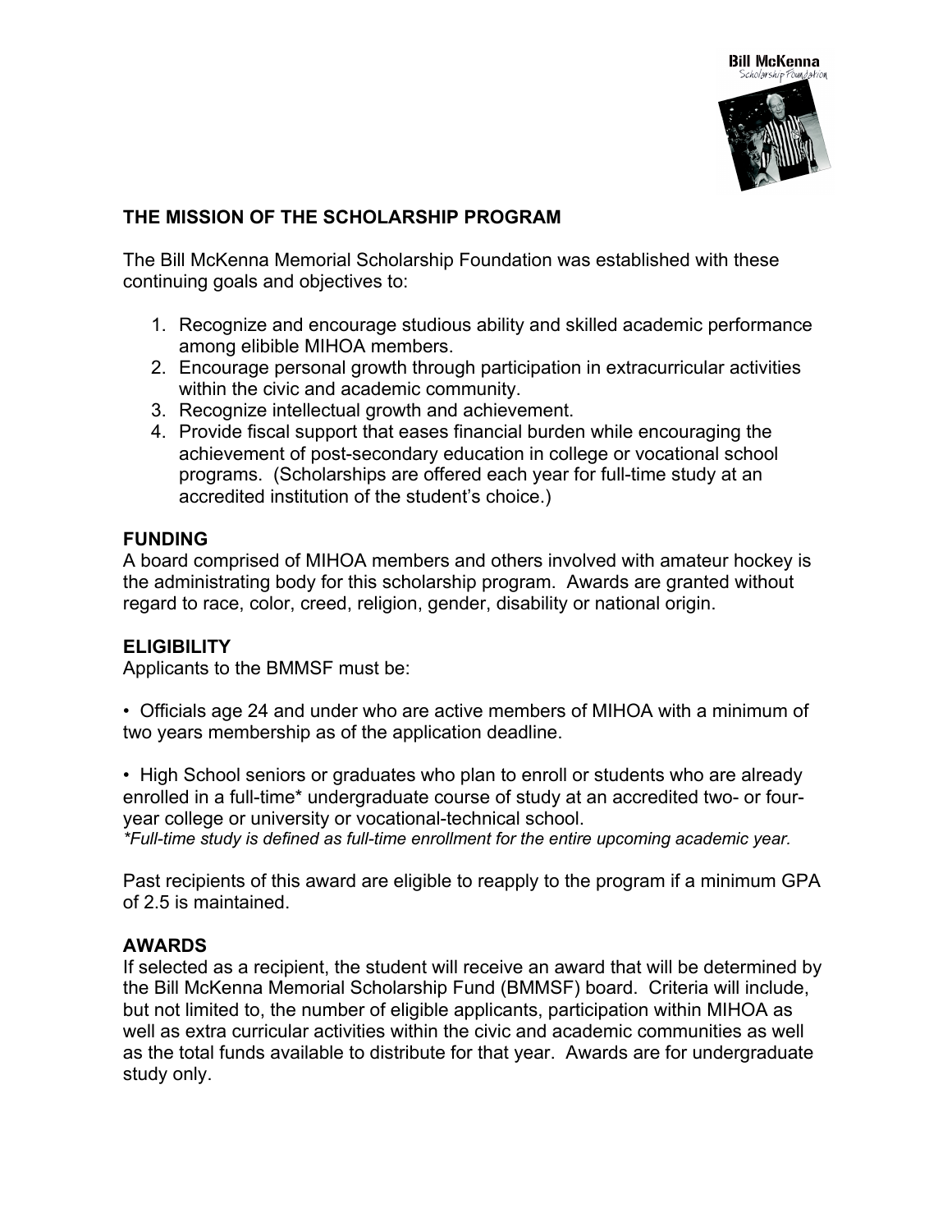Bill McKenna
Scholarship Foundation

## THE MISSION OF THE SCHOLARSHIP PROGRAM

The Bill McKenna Memorial Scholarship Foundation was established with these continuing goals and objectives to:

1. Recognize and encourage studious ability and skilled academic performance among elibible MIHOA members.
2. Encourage personal growth through participation in extracurricular activities within the civic and academic community.
3. Recognize intellectual growth and achievement.
4. Provide fiscal support that eases financial burden while encouraging the achievement of post-secondary education in college or vocational school programs. (Scholarships are offered each year for full-time study at an accredited institution of the student's choice.)

### FUNDING

A board comprised of MIHOA members and others involved with amateur hockey is the administrating body for this scholarship program. Awards are granted without regard to race, color, creed, religion, gender, disability or national origin.

### ELIGIBILITY

Applicants to the BMMSF must be:

• Officials age 24 and under who are active members of MIHOA with a minimum of two years membership as of the application deadline.

• High School seniors or graduates who plan to enroll or students who are already enrolled in a full-time* undergraduate course of study at an accredited two- or four-year college or university or vocational-technical school.

*\*Full-time study is defined as full-time enrollment for the entire upcoming academic year.*

Past recipients of this award are eligible to reapply to the program if a minimum GPA of 2.5 is maintained.

### AWARDS

If selected as a recipient, the student will receive an award that will be determined by the Bill McKenna Memorial Scholarship Fund (BMMSF) board. Criteria will include, but not limited to, the number of eligible applicants, participation within MIHOA as well as extra curricular activities within the civic and academic communities as well as the total funds available to distribute for that year. Awards are for undergraduate study only.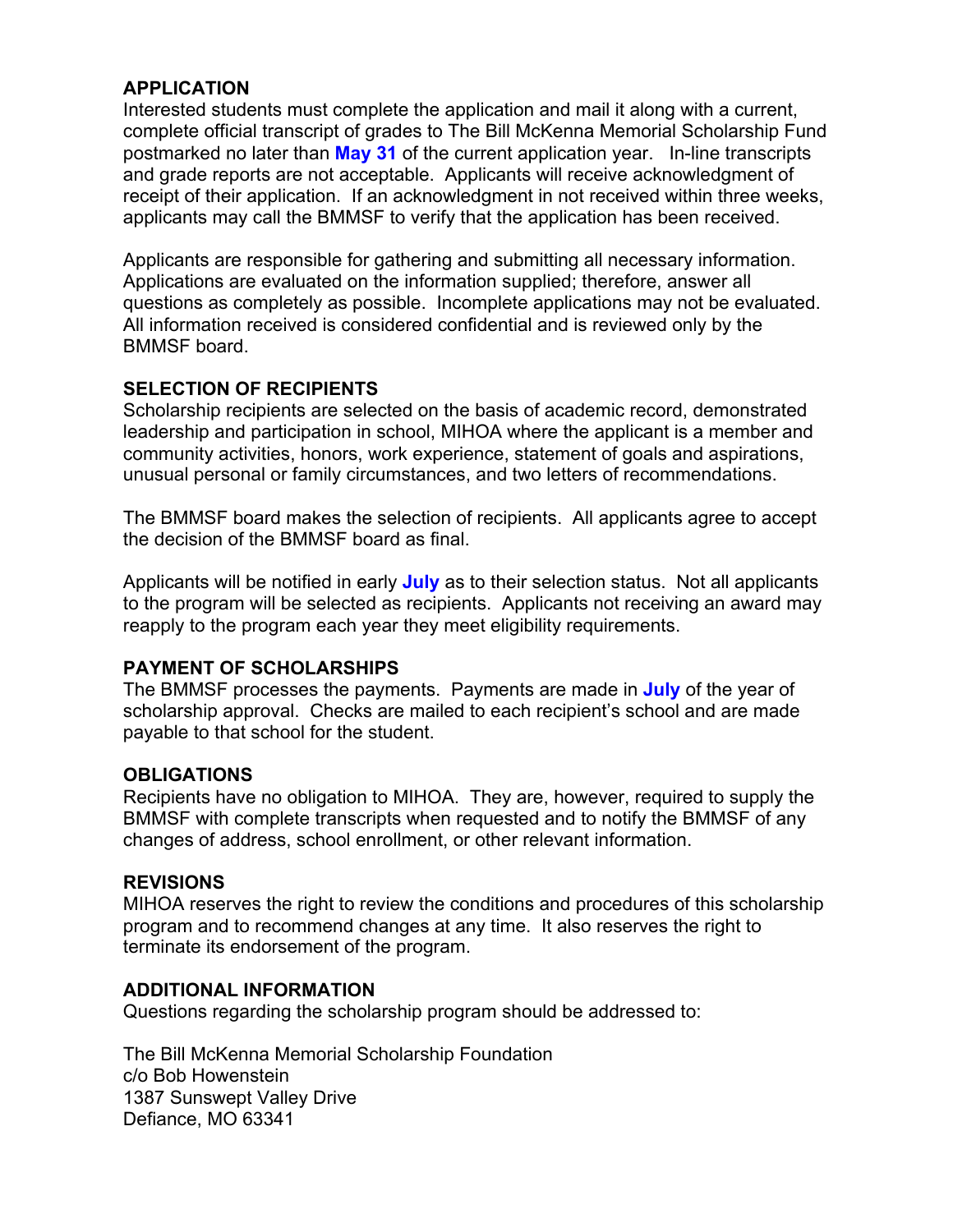## APPLICATION

Interested students must complete the application and mail it along with a current, complete official transcript of grades to The Bill McKenna Memorial Scholarship Fund postmarked no later than **May 31** of the current application year. In-line transcripts and grade reports are not acceptable. Applicants will receive acknowledgment of receipt of their application. If an acknowledgment in not received within three weeks, applicants may call the BMMSF to verify that the application has been received.

Applicants are responsible for gathering and submitting all necessary information. Applications are evaluated on the information supplied; therefore, answer all questions as completely as possible. Incomplete applications may not be evaluated. All information received is considered confidential and is reviewed only by the BMMSF board.

## SELECTION OF RECIPIENTS

Scholarship recipients are selected on the basis of academic record, demonstrated leadership and participation in school, MIHOA where the applicant is a member and community activities, honors, work experience, statement of goals and aspirations, unusual personal or family circumstances, and two letters of recommendations.

The BMMSF board makes the selection of recipients. All applicants agree to accept the decision of the BMMSF board as final.

Applicants will be notified in early **July** as to their selection status. Not all applicants to the program will be selected as recipients. Applicants not receiving an award may reapply to the program each year they meet eligibility requirements.

## PAYMENT OF SCHOLARSHIPS

The BMMSF processes the payments. Payments are made in **July** of the year of scholarship approval. Checks are mailed to each recipient's school and are made payable to that school for the student.

## OBLIGATIONS

Recipients have no obligation to MIHOA. They are, however, required to supply the BMMSF with complete transcripts when requested and to notify the BMMSF of any changes of address, school enrollment, or other relevant information.

## REVISIONS

MIHOA reserves the right to review the conditions and procedures of this scholarship program and to recommend changes at any time. It also reserves the right to terminate its endorsement of the program.

## ADDITIONAL INFORMATION

Questions regarding the scholarship program should be addressed to:

The Bill McKenna Memorial Scholarship Foundation
c/o Bob Howenstein
1387 Sunswept Valley Drive
Defiance, MO 63341